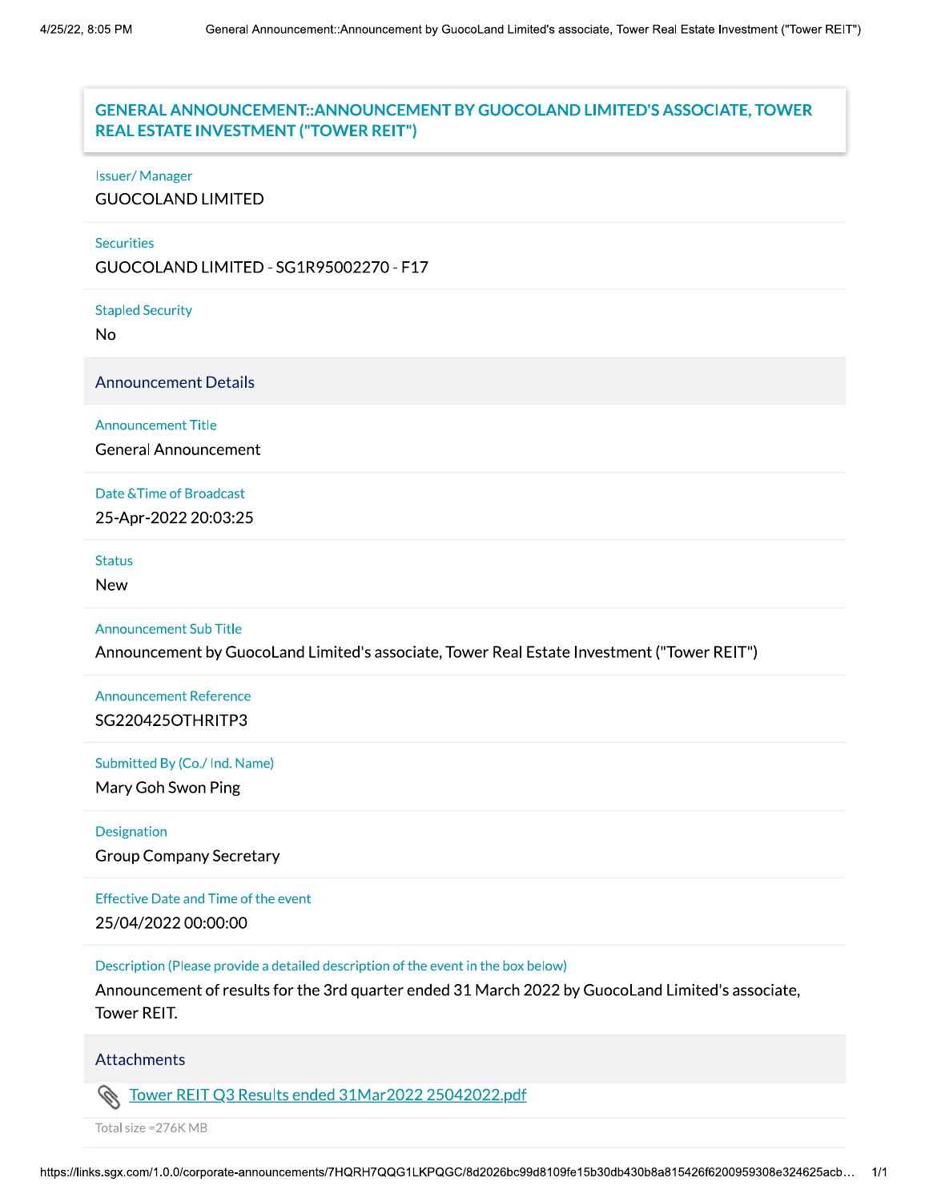# GENERAL ANNOUNCEMENT::ANNOUNCEMENT BY GUOCOLAND LIMITED'S ASSOCIATE, TOWER REAL ESTATE INVESTMENT ("TOWER REIT")

**Issuer/ Manager**

GUOCOLAND LIMITED

**Securities**

GUOCOLAND LIMITED - SG1R95002270 - F17

**Stapled Security**

No

## Announcement Details

**Announcement Title**

General Announcement

**Date &Time of Broadcast**

25-Apr-2022 20:03:25

**Status**

New

**Announcement Sub Title**

Announcement by GuocoLand Limited's associate, Tower Real Estate Investment ("Tower REIT")

**Announcement Reference**

SG220425OTHRITP3

**Submitted By (Co./ Ind. Name)**

Mary Goh Swon Ping

**Designation**

Group Company Secretary

**Effective Date and Time of the event**

25/04/2022 00:00:00

**Description (Please provide a detailed description of the event in the box below)**

Announcement of results for the 3rd quarter ended 31 March 2022 by GuocoLand Limited's associate, Tower REIT.

## Attachments

Tower REIT Q3 Results ended 31Mar2022 25042022.pdf

Total size =276K MB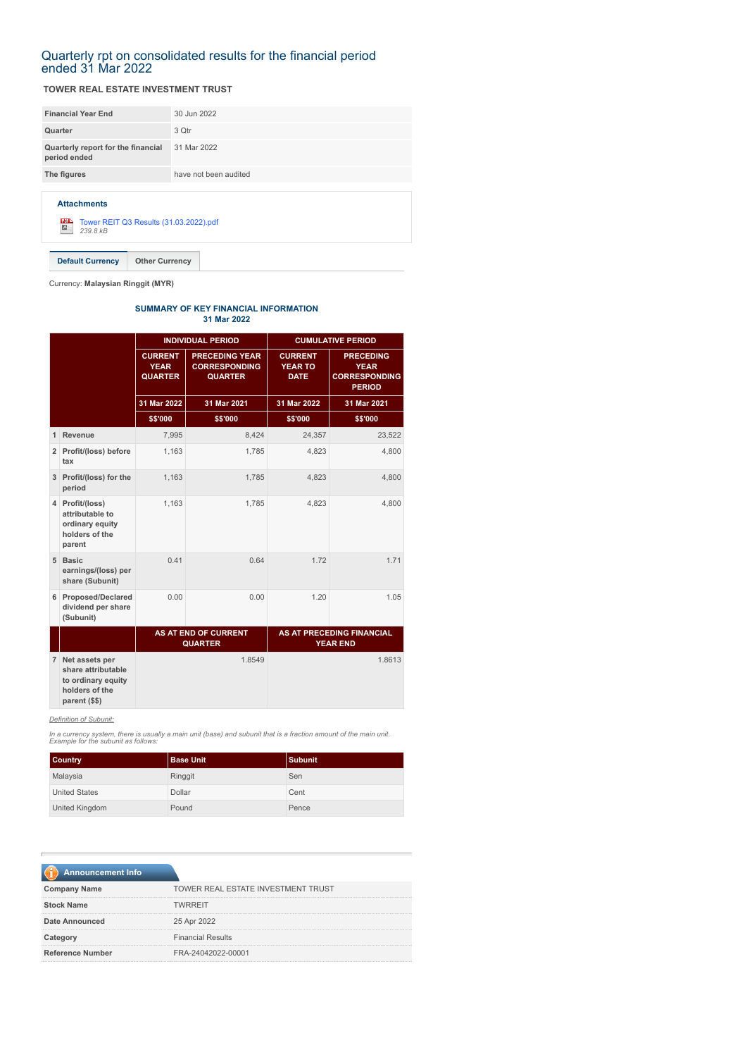# Quarterly rpt on consolidated results for the financial period ended 31 Mar 2022

**TOWER REAL ESTATE INVESTMENT TRUST**

| | |
|---|---|
| **Financial Year End** | 30 Jun 2022 |
| **Quarter** | 3 Qtr |
| **Quarterly report for the financial period ended** | 31 Mar 2022 |
| **The figures** | have not been audited |

**Attachments**

Tower REIT Q3 Results (31.03.2022).pdf
*239.8 kB*

**Default Currency** | **Other Currency**

Currency: **Malaysian Ringgit (MYR)**

**SUMMARY OF KEY FINANCIAL INFORMATION**
**31 Mar 2022**

| | | INDIVIDUAL PERIOD | | CUMULATIVE PERIOD | |
|---|---|---|---|---|---|
| | | CURRENT YEAR QUARTER | PRECEDING YEAR CORRESPONDING QUARTER | CURRENT YEAR TO DATE | PRECEDING YEAR CORRESPONDING PERIOD |
| | | 31 Mar 2022 | 31 Mar 2021 | 31 Mar 2022 | 31 Mar 2021 |
| | | $$'000 | $$'000 | $$'000 | $$'000 |
| 1 | Revenue | 7,995 | 8,424 | 24,357 | 23,522 |
| 2 | Profit/(loss) before tax | 1,163 | 1,785 | 4,823 | 4,800 |
| 3 | Profit/(loss) for the period | 1,163 | 1,785 | 4,823 | 4,800 |
| 4 | Profit/(loss) attributable to ordinary equity holders of the parent | 1,163 | 1,785 | 4,823 | 4,800 |
| 5 | Basic earnings/(loss) per share (Subunit) | 0.41 | 0.64 | 1.72 | 1.71 |
| 6 | Proposed/Declared dividend per share (Subunit) | 0.00 | 0.00 | 1.20 | 1.05 |
| | | AS AT END OF CURRENT QUARTER | | AS AT PRECEDING FINANCIAL YEAR END | |
| 7 | Net assets per share attributable to ordinary equity holders of the parent ($$) | 1.8549 | | 1.8613 | |

*Definition of Subunit:*

*In a currency system, there is usually a main unit (base) and subunit that is a fraction amount of the main unit. Example for the subunit as follows:*

| Country | Base Unit | Subunit |
|---|---|---|
| Malaysia | Ringgit | Sen |
| United States | Dollar | Cent |
| United Kingdom | Pound | Pence |

**Announcement Info**

| | |
|---|---|
| **Company Name** | TOWER REAL ESTATE INVESTMENT TRUST |
| **Stock Name** | TWRREIT |
| **Date Announced** | 25 Apr 2022 |
| **Category** | Financial Results |
| **Reference Number** | FRA-24042022-00001 |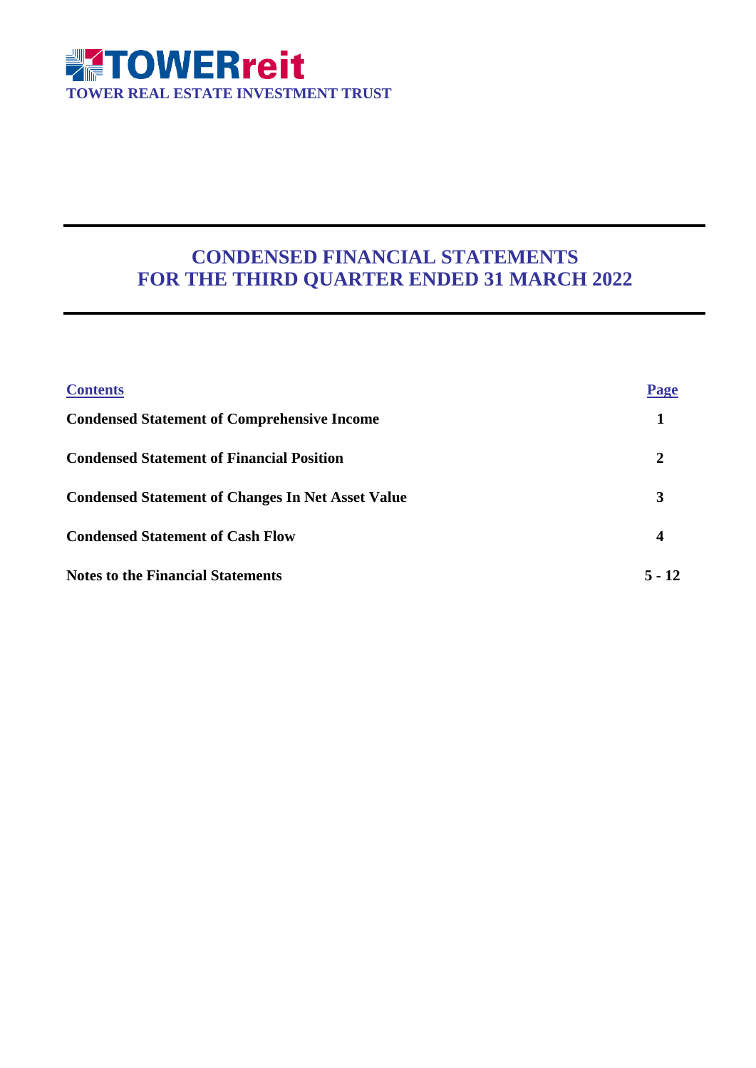**TOWERreit**
**TOWER REAL ESTATE INVESTMENT TRUST**

# CONDENSED FINANCIAL STATEMENTS
# FOR THE THIRD QUARTER ENDED 31 MARCH 2022

| Contents | Page |
| --- | --- |
| **Condensed Statement of Comprehensive Income** | **1** |
| **Condensed Statement of Financial Position** | **2** |
| **Condensed Statement of Changes In Net Asset Value** | **3** |
| **Condensed Statement of Cash Flow** | **4** |
| **Notes to the Financial Statements** | **5 - 12** |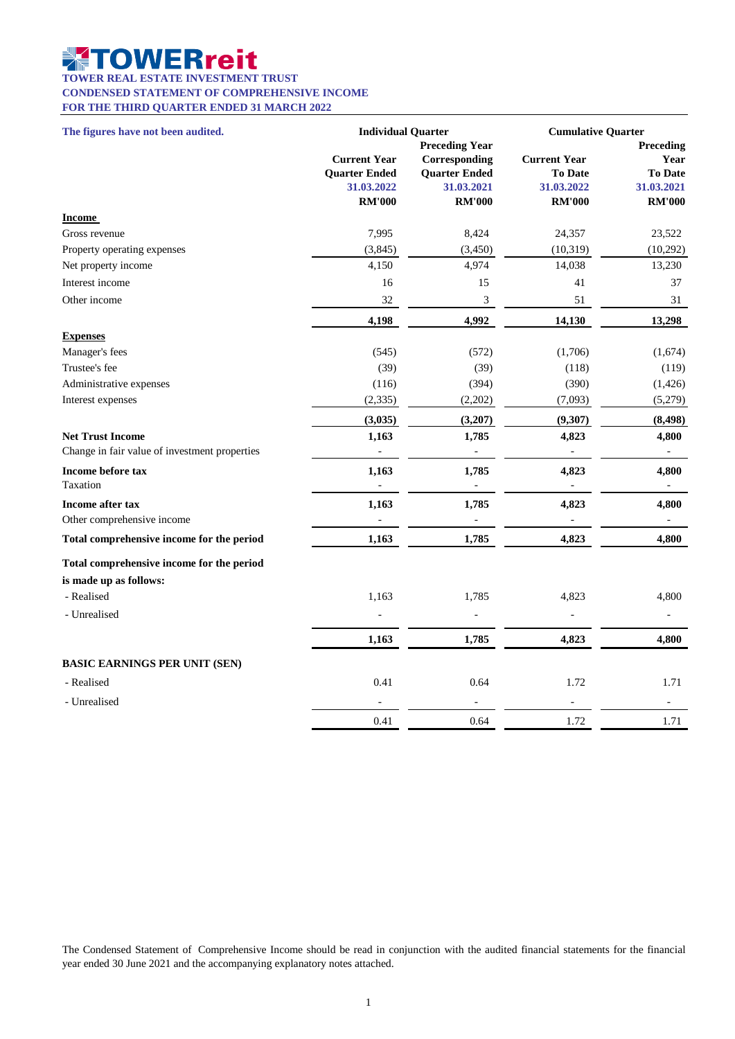# TOWERreit

**TOWER REAL ESTATE INVESTMENT TRUST**
**CONDENSED STATEMENT OF COMPREHENSIVE INCOME**
**FOR THE THIRD QUARTER ENDED 31 MARCH 2022**

| The figures have not been audited. | Individual Quarter | | Cumulative Quarter | |
|---|---|---|---|---|
| | Current Year Quarter Ended 31.03.2022 RM'000 | Preceding Year Corresponding Quarter Ended 31.03.2021 RM'000 | Current Year To Date 31.03.2022 RM'000 | Preceding Year To Date 31.03.2021 RM'000 |
| **Income** | | | | |
| Gross revenue | 7,995 | 8,424 | 24,357 | 23,522 |
| Property operating expenses | (3,845) | (3,450) | (10,319) | (10,292) |
| Net property income | 4,150 | 4,974 | 14,038 | 13,230 |
| Interest income | 16 | 15 | 41 | 37 |
| Other income | 32 | 3 | 51 | 31 |
| | **4,198** | **4,992** | **14,130** | **13,298** |
| **Expenses** | | | | |
| Manager's fees | (545) | (572) | (1,706) | (1,674) |
| Trustee's fee | (39) | (39) | (118) | (119) |
| Administrative expenses | (116) | (394) | (390) | (1,426) |
| Interest expenses | (2,335) | (2,202) | (7,093) | (5,279) |
| | **(3,035)** | **(3,207)** | **(9,307)** | **(8,498)** |
| **Net Trust Income** | **1,163** | **1,785** | **4,823** | **4,800** |
| Change in fair value of investment properties | - | - | - | - |
| **Income before tax** | **1,163** | **1,785** | **4,823** | **4,800** |
| Taxation | - | - | - | - |
| **Income after tax** | **1,163** | **1,785** | **4,823** | **4,800** |
| Other comprehensive income | - | - | - | - |
| **Total comprehensive income for the period** | **1,163** | **1,785** | **4,823** | **4,800** |
| **Total comprehensive income for the period is made up as follows:** | | | | |
| - Realised | 1,163 | 1,785 | 4,823 | 4,800 |
| - Unrealised | - | - | - | - |
| | **1,163** | **1,785** | **4,823** | **4,800** |
| **BASIC EARNINGS PER UNIT (SEN)** | | | | |
| - Realised | 0.41 | 0.64 | 1.72 | 1.71 |
| - Unrealised | - | - | - | - |
| | 0.41 | 0.64 | 1.72 | 1.71 |

The Condensed Statement of Comprehensive Income should be read in conjunction with the audited financial statements for the financial year ended 30 June 2021 and the accompanying explanatory notes attached.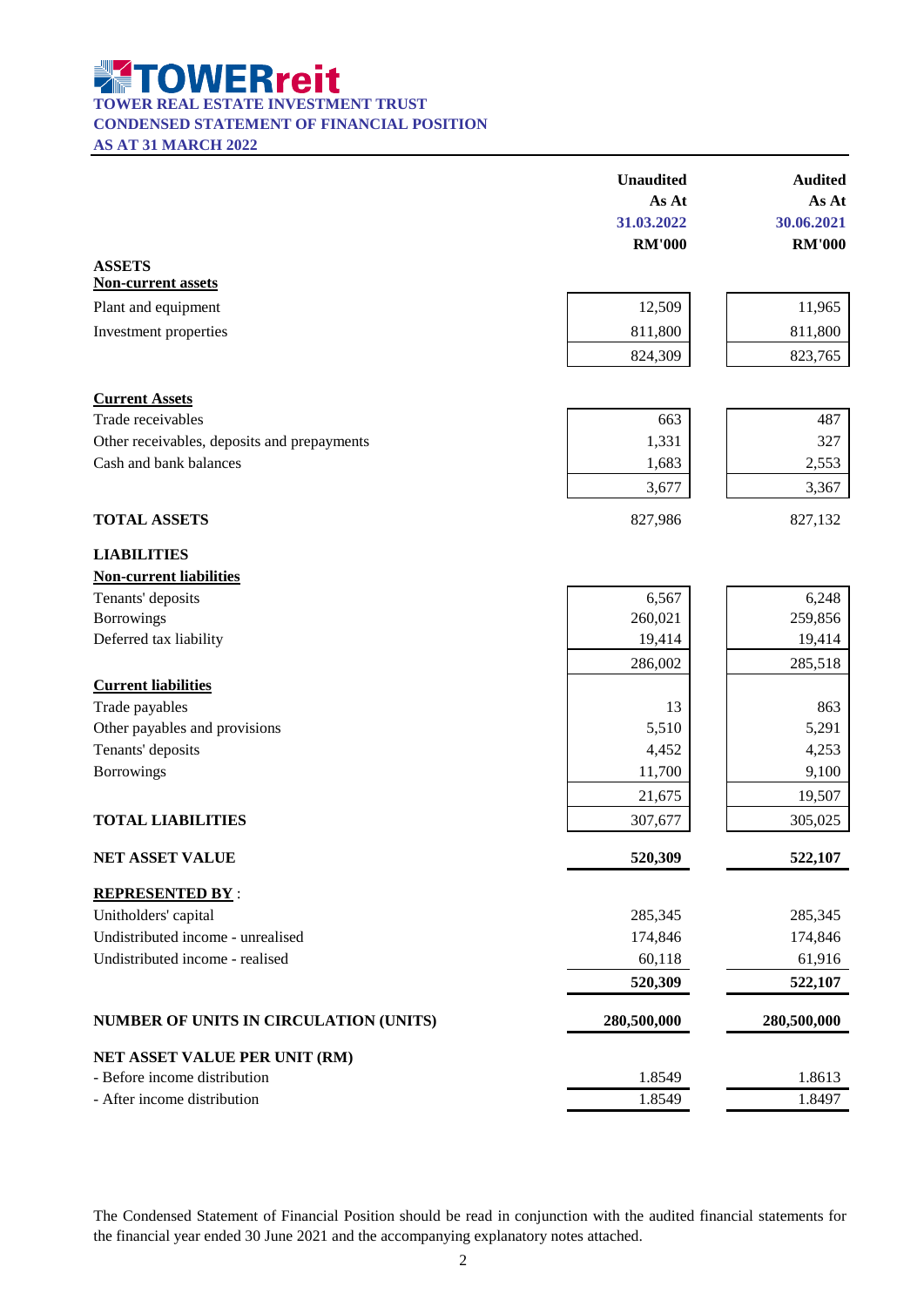# TOWERreit

**TOWER REAL ESTATE INVESTMENT TRUST**

**CONDENSED STATEMENT OF FINANCIAL POSITION**

**AS AT 31 MARCH 2022**

| | Unaudited As At 31.03.2022 RM'000 | Audited As At 30.06.2021 RM'000 |
|---|---|---|
| **ASSETS** | | |
| **Non-current assets** | | |
| Plant and equipment | 12,509 | 11,965 |
| Investment properties | 811,800 | 811,800 |
| | 824,309 | 823,765 |
| **Current Assets** | | |
| Trade receivables | 663 | 487 |
| Other receivables, deposits and prepayments | 1,331 | 327 |
| Cash and bank balances | 1,683 | 2,553 |
| | 3,677 | 3,367 |
| **TOTAL ASSETS** | 827,986 | 827,132 |
| **LIABILITIES** | | |
| **Non-current liabilities** | | |
| Tenants' deposits | 6,567 | 6,248 |
| Borrowings | 260,021 | 259,856 |
| Deferred tax liability | 19,414 | 19,414 |
| | 286,002 | 285,518 |
| **Current liabilities** | | |
| Trade payables | 13 | 863 |
| Other payables and provisions | 5,510 | 5,291 |
| Tenants' deposits | 4,452 | 4,253 |
| Borrowings | 11,700 | 9,100 |
| | 21,675 | 19,507 |
| **TOTAL LIABILITIES** | 307,677 | 305,025 |
| **NET ASSET VALUE** | **520,309** | **522,107** |
| **REPRESENTED BY** : | | |
| Unitholders' capital | 285,345 | 285,345 |
| Undistributed income - unrealised | 174,846 | 174,846 |
| Undistributed income - realised | 60,118 | 61,916 |
| | **520,309** | **522,107** |
| **NUMBER OF UNITS IN CIRCULATION (UNITS)** | **280,500,000** | **280,500,000** |
| **NET ASSET VALUE PER UNIT (RM)** | | |
| - Before income distribution | 1.8549 | 1.8613 |
| - After income distribution | 1.8549 | 1.8497 |

The Condensed Statement of Financial Position should be read in conjunction with the audited financial statements for the financial year ended 30 June 2021 and the accompanying explanatory notes attached.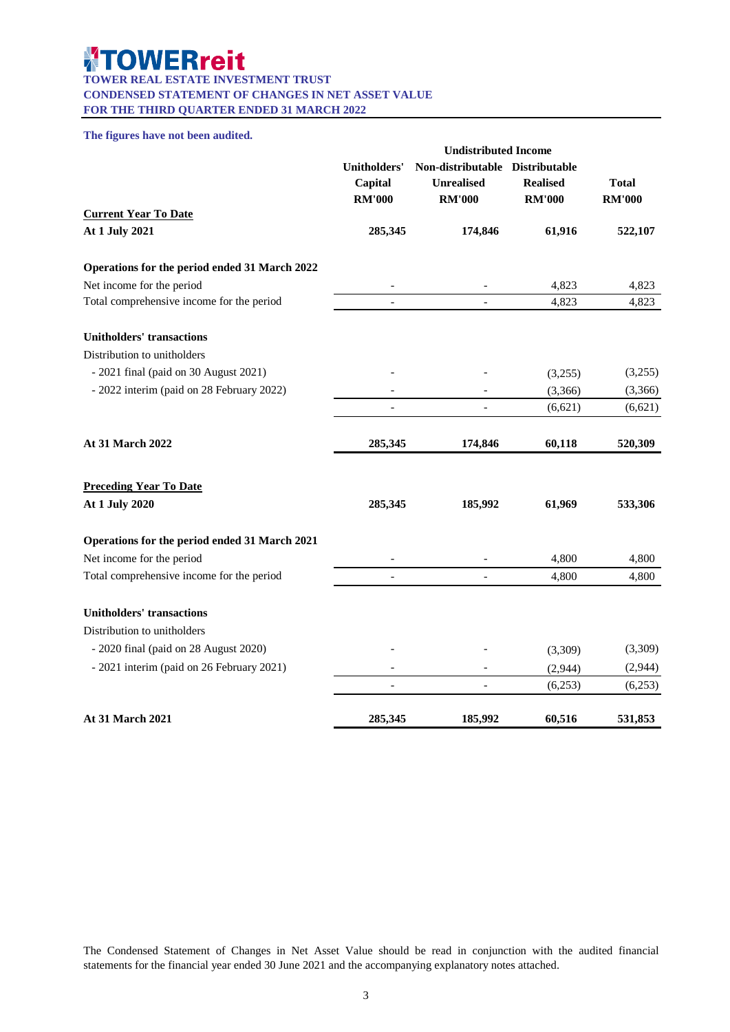# TOWERreit

**TOWER REAL ESTATE INVESTMENT TRUST**
**CONDENSED STATEMENT OF CHANGES IN NET ASSET VALUE**
**FOR THE THIRD QUARTER ENDED 31 MARCH 2022**

**The figures have not been audited.**

| | | Undistributed Income | | |
|---|---|---|---|---|
| | **Unitholders' Capital** | **Non-distributable Unrealised** | **Distributable Realised** | **Total** |
| | **RM'000** | **RM'000** | **RM'000** | **RM'000** |
| **Current Year To Date** | | | | |
| **At 1 July 2021** | **285,345** | **174,846** | **61,916** | **522,107** |
| | | | | |
| **Operations for the period ended 31 March 2022** | | | | |
| Net income for the period | - | - | 4,823 | 4,823 |
| Total comprehensive income for the period | - | - | 4,823 | 4,823 |
| | | | | |
| **Unitholders' transactions** | | | | |
| Distribution to unitholders | | | | |
| - 2021 final (paid on 30 August 2021) | - | - | (3,255) | (3,255) |
| - 2022 interim (paid on 28 February 2022) | - | - | (3,366) | (3,366) |
| | - | - | (6,621) | (6,621) |
| | | | | |
| **At 31 March 2022** | **285,345** | **174,846** | **60,118** | **520,309** |
| | | | | |
| **Preceding Year To Date** | | | | |
| **At 1 July 2020** | **285,345** | **185,992** | **61,969** | **533,306** |
| | | | | |
| **Operations for the period ended 31 March 2021** | | | | |
| Net income for the period | - | - | 4,800 | 4,800 |
| Total comprehensive income for the period | - | - | 4,800 | 4,800 |
| | | | | |
| **Unitholders' transactions** | | | | |
| Distribution to unitholders | | | | |
| - 2020 final (paid on 28 August 2020) | - | - | (3,309) | (3,309) |
| - 2021 interim (paid on 26 February 2021) | - | - | (2,944) | (2,944) |
| | - | - | (6,253) | (6,253) |
| | | | | |
| **At 31 March 2021** | **285,345** | **185,992** | **60,516** | **531,853** |

The Condensed Statement of Changes in Net Asset Value should be read in conjunction with the audited financial statements for the financial year ended 30 June 2021 and the accompanying explanatory notes attached.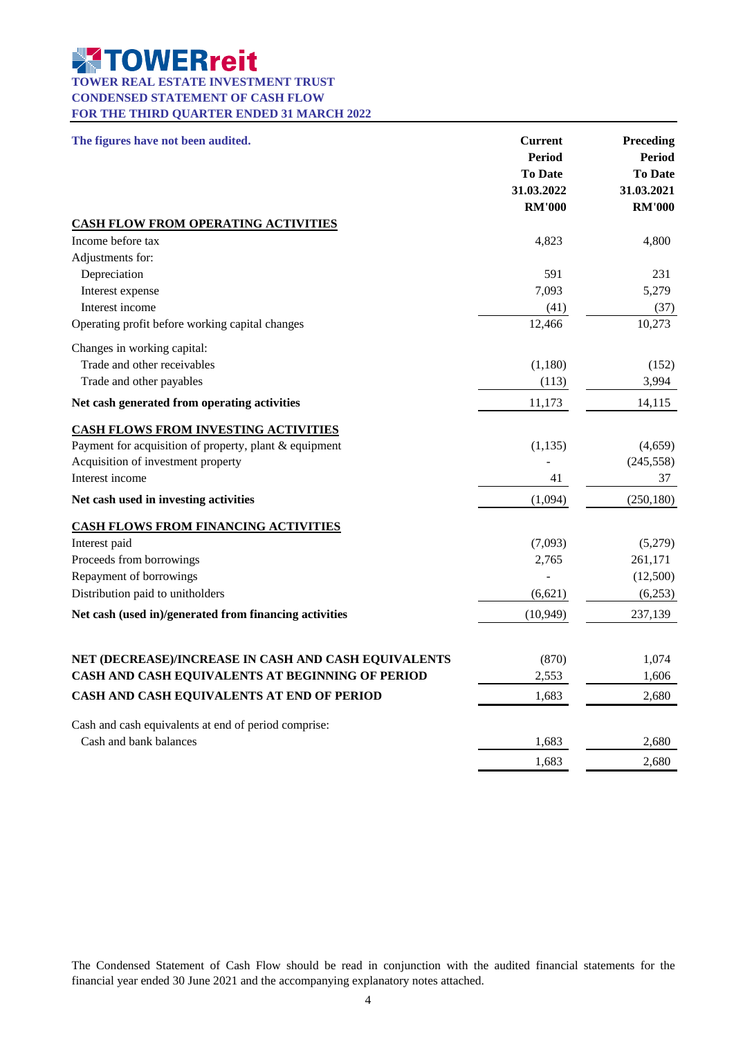# TOWERreit

**TOWER REAL ESTATE INVESTMENT TRUST**
**CONDENSED STATEMENT OF CASH FLOW**
**FOR THE THIRD QUARTER ENDED 31 MARCH 2022**

| **The figures have not been audited.** | **Current Period To Date 31.03.2022 RM'000** | **Preceding Period To Date 31.03.2021 RM'000** |
|---|---|---|
| **CASH FLOW FROM OPERATING ACTIVITIES** | | |
| Income before tax | 4,823 | 4,800 |
| Adjustments for: | | |
| Depreciation | 591 | 231 |
| Interest expense | 7,093 | 5,279 |
| Interest income | (41) | (37) |
| Operating profit before working capital changes | 12,466 | 10,273 |
| Changes in working capital: | | |
| Trade and other receivables | (1,180) | (152) |
| Trade and other payables | (113) | 3,994 |
| **Net cash generated from operating activities** | 11,173 | 14,115 |
| **CASH FLOWS FROM INVESTING ACTIVITIES** | | |
| Payment for acquisition of property, plant & equipment | (1,135) | (4,659) |
| Acquisition of investment property | - | (245,558) |
| Interest income | 41 | 37 |
| **Net cash used in investing activities** | (1,094) | (250,180) |
| **CASH FLOWS FROM FINANCING ACTIVITIES** | | |
| Interest paid | (7,093) | (5,279) |
| Proceeds from borrowings | 2,765 | 261,171 |
| Repayment of borrowings | - | (12,500) |
| Distribution paid to unitholders | (6,621) | (6,253) |
| **Net cash (used in)/generated from financing activities** | (10,949) | 237,139 |
| **NET (DECREASE)/INCREASE IN CASH AND CASH EQUIVALENTS** | (870) | 1,074 |
| **CASH AND CASH EQUIVALENTS AT BEGINNING OF PERIOD** | 2,553 | 1,606 |
| **CASH AND CASH EQUIVALENTS AT END OF PERIOD** | 1,683 | 2,680 |
| Cash and cash equivalents at end of period comprise: | | |
| Cash and bank balances | 1,683 | 2,680 |
| | 1,683 | 2,680 |

The Condensed Statement of Cash Flow should be read in conjunction with the audited financial statements for the financial year ended 30 June 2021 and the accompanying explanatory notes attached.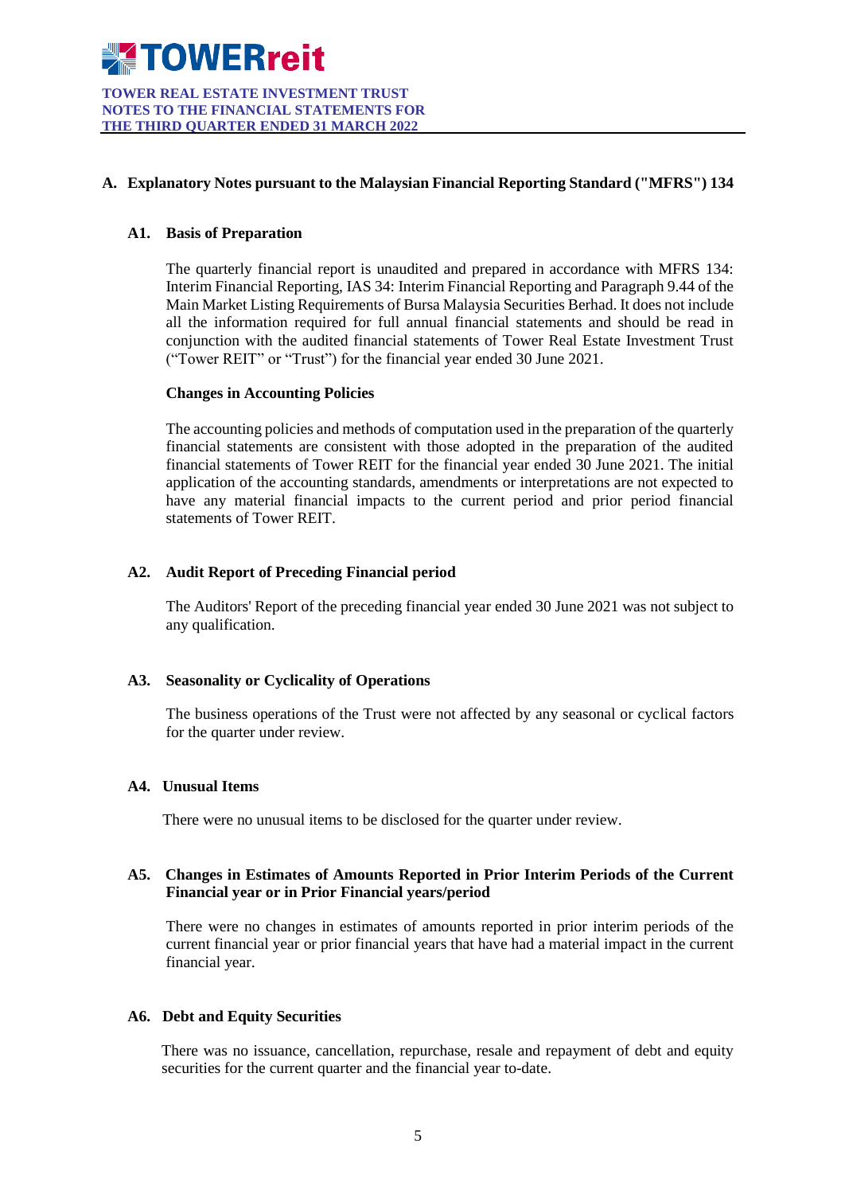**TOWER REAL ESTATE INVESTMENT TRUST**
**NOTES TO THE FINANCIAL STATEMENTS FOR THE THIRD QUARTER ENDED 31 MARCH 2022**

## A. Explanatory Notes pursuant to the Malaysian Financial Reporting Standard ("MFRS") 134

### A1. Basis of Preparation

The quarterly financial report is unaudited and prepared in accordance with MFRS 134: Interim Financial Reporting, IAS 34: Interim Financial Reporting and Paragraph 9.44 of the Main Market Listing Requirements of Bursa Malaysia Securities Berhad. It does not include all the information required for full annual financial statements and should be read in conjunction with the audited financial statements of Tower Real Estate Investment Trust ("Tower REIT" or "Trust") for the financial year ended 30 June 2021.

**Changes in Accounting Policies**

The accounting policies and methods of computation used in the preparation of the quarterly financial statements are consistent with those adopted in the preparation of the audited financial statements of Tower REIT for the financial year ended 30 June 2021. The initial application of the accounting standards, amendments or interpretations are not expected to have any material financial impacts to the current period and prior period financial statements of Tower REIT.

### A2. Audit Report of Preceding Financial period

The Auditors' Report of the preceding financial year ended 30 June 2021 was not subject to any qualification.

### A3. Seasonality or Cyclicality of Operations

The business operations of the Trust were not affected by any seasonal or cyclical factors for the quarter under review.

### A4. Unusual Items

There were no unusual items to be disclosed for the quarter under review.

### A5. Changes in Estimates of Amounts Reported in Prior Interim Periods of the Current Financial year or in Prior Financial years/period

There were no changes in estimates of amounts reported in prior interim periods of the current financial year or prior financial years that have had a material impact in the current financial year.

### A6. Debt and Equity Securities

There was no issuance, cancellation, repurchase, resale and repayment of debt and equity securities for the current quarter and the financial year to-date.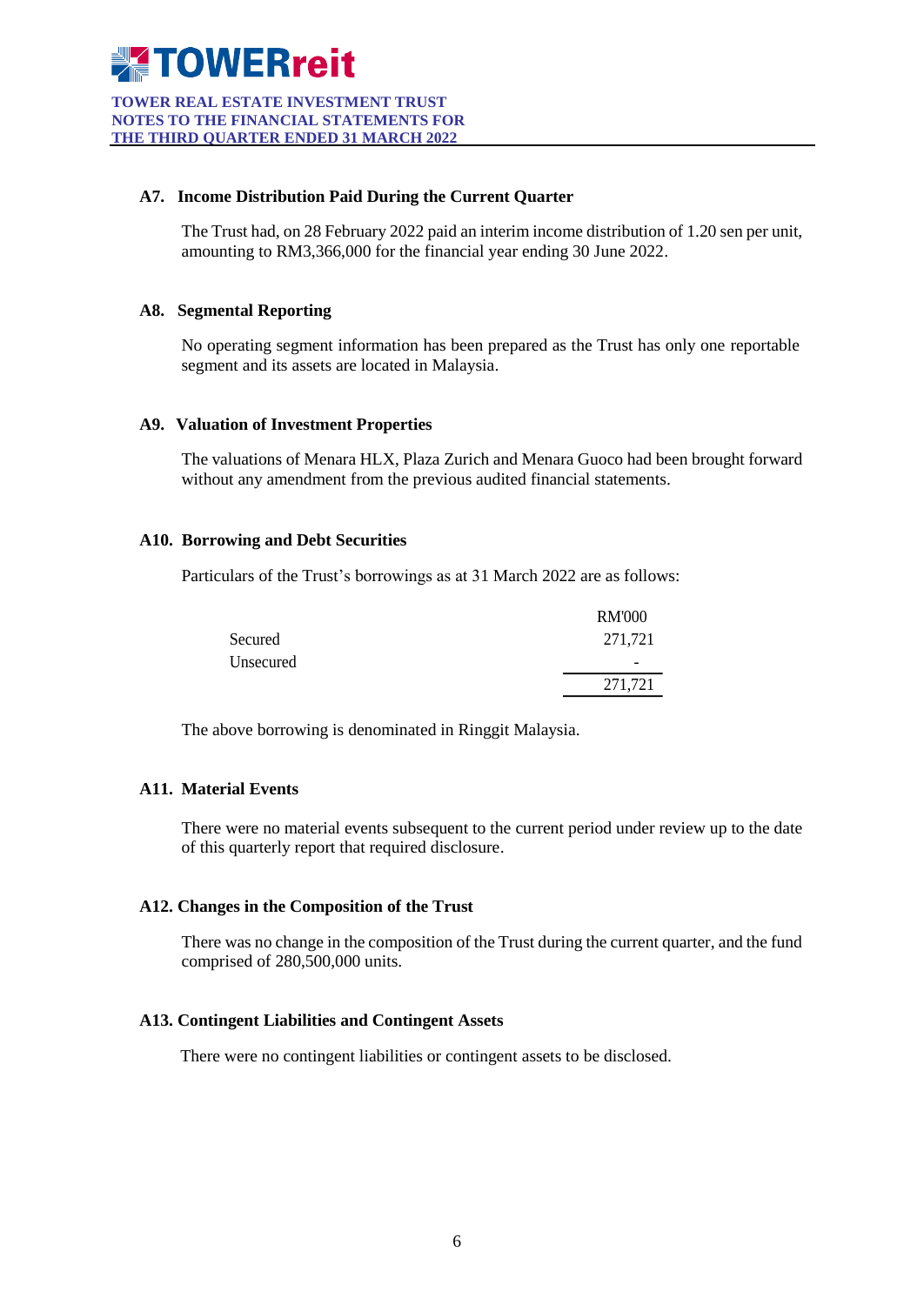**A7. Income Distribution Paid During the Current Quarter**

The Trust had, on 28 February 2022 paid an interim income distribution of 1.20 sen per unit, amounting to RM3,366,000 for the financial year ending 30 June 2022.

**A8. Segmental Reporting**

No operating segment information has been prepared as the Trust has only one reportable segment and its assets are located in Malaysia.

**A9. Valuation of Investment Properties**

The valuations of Menara HLX, Plaza Zurich and Menara Guoco had been brought forward without any amendment from the previous audited financial statements.

**A10. Borrowing and Debt Securities**

Particulars of the Trust's borrowings as at 31 March 2022 are as follows:

| | RM'000 |
|---|---|
| Secured | 271,721 |
| Unsecured | - |
| | 271,721 |

The above borrowing is denominated in Ringgit Malaysia.

**A11. Material Events**

There were no material events subsequent to the current period under review up to the date of this quarterly report that required disclosure.

**A12. Changes in the Composition of the Trust**

There was no change in the composition of the Trust during the current quarter, and the fund comprised of 280,500,000 units.

**A13. Contingent Liabilities and Contingent Assets**

There were no contingent liabilities or contingent assets to be disclosed.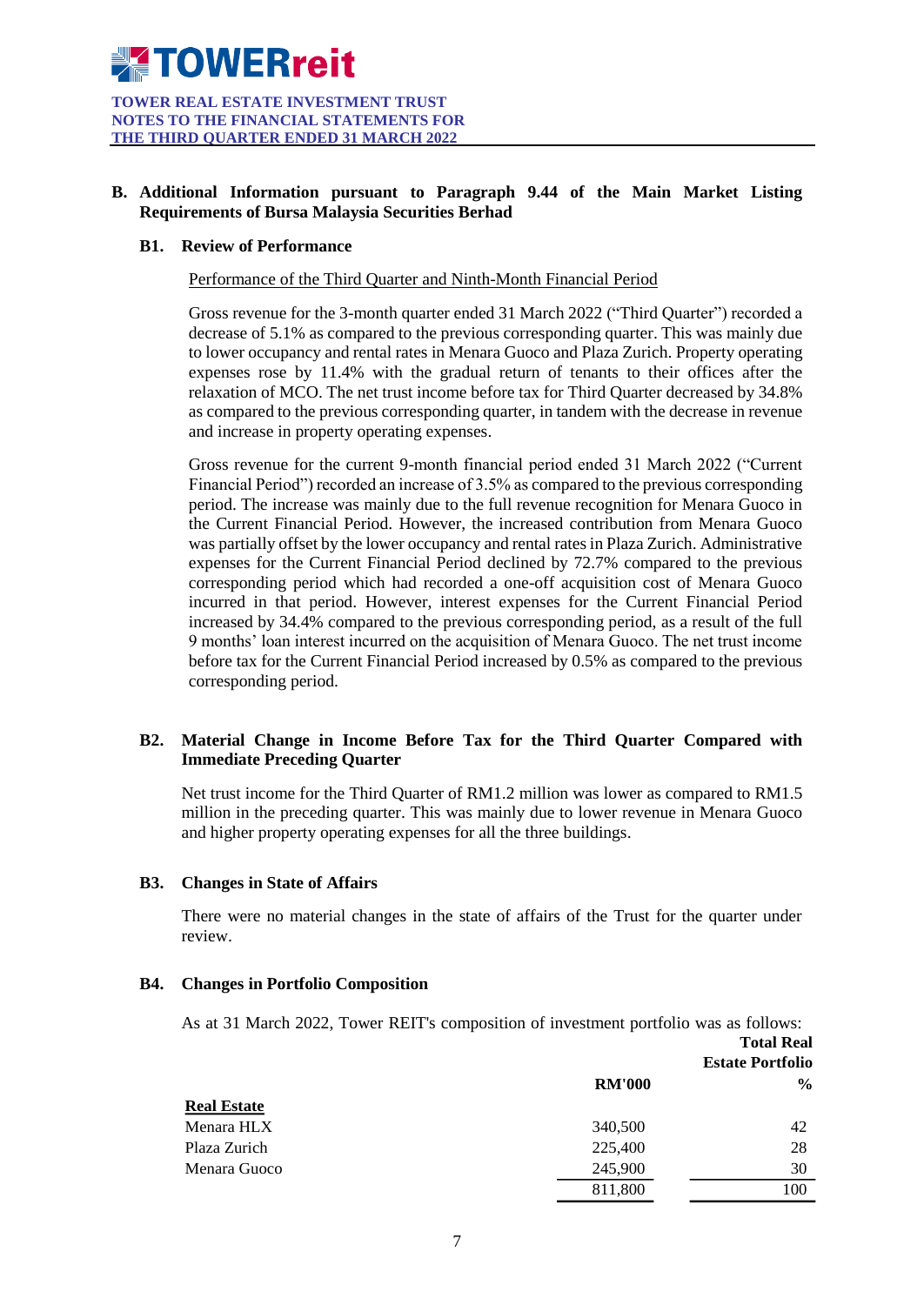## B. Additional Information pursuant to Paragraph 9.44 of the Main Market Listing Requirements of Bursa Malaysia Securities Berhad

### B1. Review of Performance

Performance of the Third Quarter and Ninth-Month Financial Period

Gross revenue for the 3-month quarter ended 31 March 2022 ("Third Quarter") recorded a decrease of 5.1% as compared to the previous corresponding quarter. This was mainly due to lower occupancy and rental rates in Menara Guoco and Plaza Zurich. Property operating expenses rose by 11.4% with the gradual return of tenants to their offices after the relaxation of MCO. The net trust income before tax for Third Quarter decreased by 34.8% as compared to the previous corresponding quarter, in tandem with the decrease in revenue and increase in property operating expenses.

Gross revenue for the current 9-month financial period ended 31 March 2022 ("Current Financial Period") recorded an increase of 3.5% as compared to the previous corresponding period. The increase was mainly due to the full revenue recognition for Menara Guoco in the Current Financial Period. However, the increased contribution from Menara Guoco was partially offset by the lower occupancy and rental rates in Plaza Zurich. Administrative expenses for the Current Financial Period declined by 72.7% compared to the previous corresponding period which had recorded a one-off acquisition cost of Menara Guoco incurred in that period. However, interest expenses for the Current Financial Period increased by 34.4% compared to the previous corresponding period, as a result of the full 9 months' loan interest incurred on the acquisition of Menara Guoco. The net trust income before tax for the Current Financial Period increased by 0.5% as compared to the previous corresponding period.

### B2. Material Change in Income Before Tax for the Third Quarter Compared with Immediate Preceding Quarter

Net trust income for the Third Quarter of RM1.2 million was lower as compared to RM1.5 million in the preceding quarter. This was mainly due to lower revenue in Menara Guoco and higher property operating expenses for all the three buildings.

### B3. Changes in State of Affairs

There were no material changes in the state of affairs of the Trust for the quarter under review.

### B4. Changes in Portfolio Composition

As at 31 March 2022, Tower REIT's composition of investment portfolio was as follows:

| | RM'000 | Total Real Estate Portfolio % |
|---|---|---|
| **Real Estate** | | |
| Menara HLX | 340,500 | 42 |
| Plaza Zurich | 225,400 | 28 |
| Menara Guoco | 245,900 | 30 |
| | 811,800 | 100 |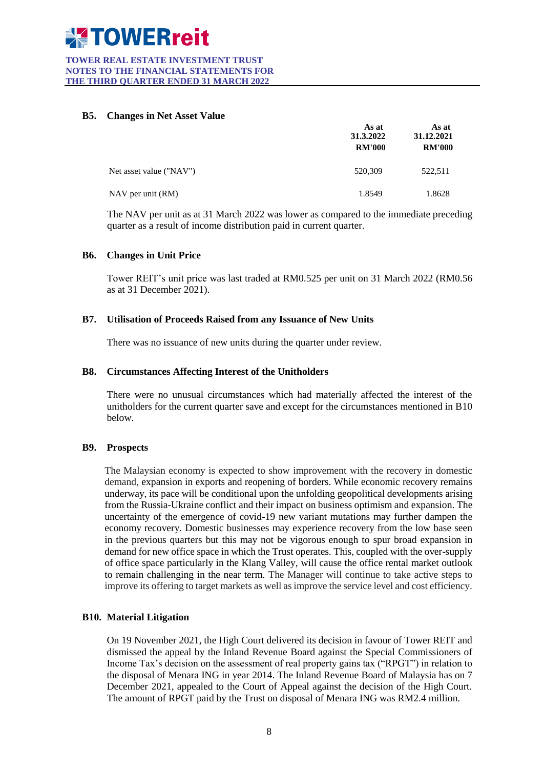### B5. Changes in Net Asset Value

| | As at 31.3.2022 RM'000 | As at 31.12.2021 RM'000 |
|---|---|---|
| Net asset value ("NAV") | 520,309 | 522,511 |
| NAV per unit (RM) | 1.8549 | 1.8628 |

The NAV per unit as at 31 March 2022 was lower as compared to the immediate preceding quarter as a result of income distribution paid in current quarter.

### B6. Changes in Unit Price

Tower REIT's unit price was last traded at RM0.525 per unit on 31 March 2022 (RM0.56 as at 31 December 2021).

### B7. Utilisation of Proceeds Raised from any Issuance of New Units

There was no issuance of new units during the quarter under review.

### B8. Circumstances Affecting Interest of the Unitholders

There were no unusual circumstances which had materially affected the interest of the unitholders for the current quarter save and except for the circumstances mentioned in B10 below.

### B9. Prospects

The Malaysian economy is expected to show improvement with the recovery in domestic demand, expansion in exports and reopening of borders. While economic recovery remains underway, its pace will be conditional upon the unfolding geopolitical developments arising from the Russia-Ukraine conflict and their impact on business optimism and expansion. The uncertainty of the emergence of covid-19 new variant mutations may further dampen the economy recovery. Domestic businesses may experience recovery from the low base seen in the previous quarters but this may not be vigorous enough to spur broad expansion in demand for new office space in which the Trust operates. This, coupled with the over-supply of office space particularly in the Klang Valley, will cause the office rental market outlook to remain challenging in the near term. The Manager will continue to take active steps to improve its offering to target markets as well as improve the service level and cost efficiency.

### B10. Material Litigation

On 19 November 2021, the High Court delivered its decision in favour of Tower REIT and dismissed the appeal by the Inland Revenue Board against the Special Commissioners of Income Tax's decision on the assessment of real property gains tax ("RPGT") in relation to the disposal of Menara ING in year 2014. The Inland Revenue Board of Malaysia has on 7 December 2021, appealed to the Court of Appeal against the decision of the High Court. The amount of RPGT paid by the Trust on disposal of Menara ING was RM2.4 million.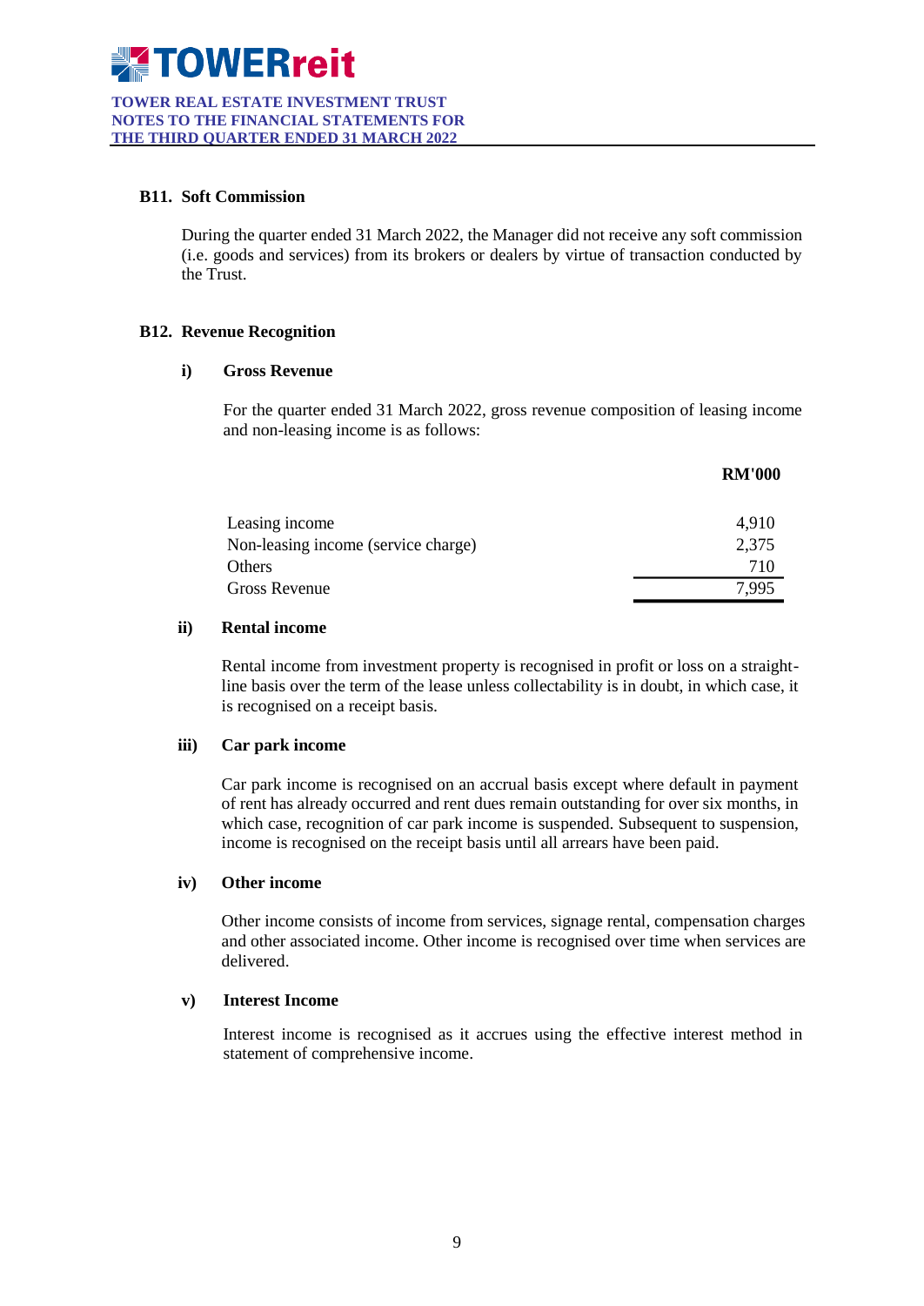### B11. Soft Commission

During the quarter ended 31 March 2022, the Manager did not receive any soft commission (i.e. goods and services) from its brokers or dealers by virtue of transaction conducted by the Trust.

### B12. Revenue Recognition

#### i) Gross Revenue

For the quarter ended 31 March 2022, gross revenue composition of leasing income and non-leasing income is as follows:

| | **RM'000** |
|---|---|
| Leasing income | 4,910 |
| Non-leasing income (service charge) | 2,375 |
| Others | 710 |
| Gross Revenue | 7,995 |

#### ii) Rental income

Rental income from investment property is recognised in profit or loss on a straight-line basis over the term of the lease unless collectability is in doubt, in which case, it is recognised on a receipt basis.

#### iii) Car park income

Car park income is recognised on an accrual basis except where default in payment of rent has already occurred and rent dues remain outstanding for over six months, in which case, recognition of car park income is suspended. Subsequent to suspension, income is recognised on the receipt basis until all arrears have been paid.

#### iv) Other income

Other income consists of income from services, signage rental, compensation charges and other associated income. Other income is recognised over time when services are delivered.

#### v) Interest Income

Interest income is recognised as it accrues using the effective interest method in statement of comprehensive income.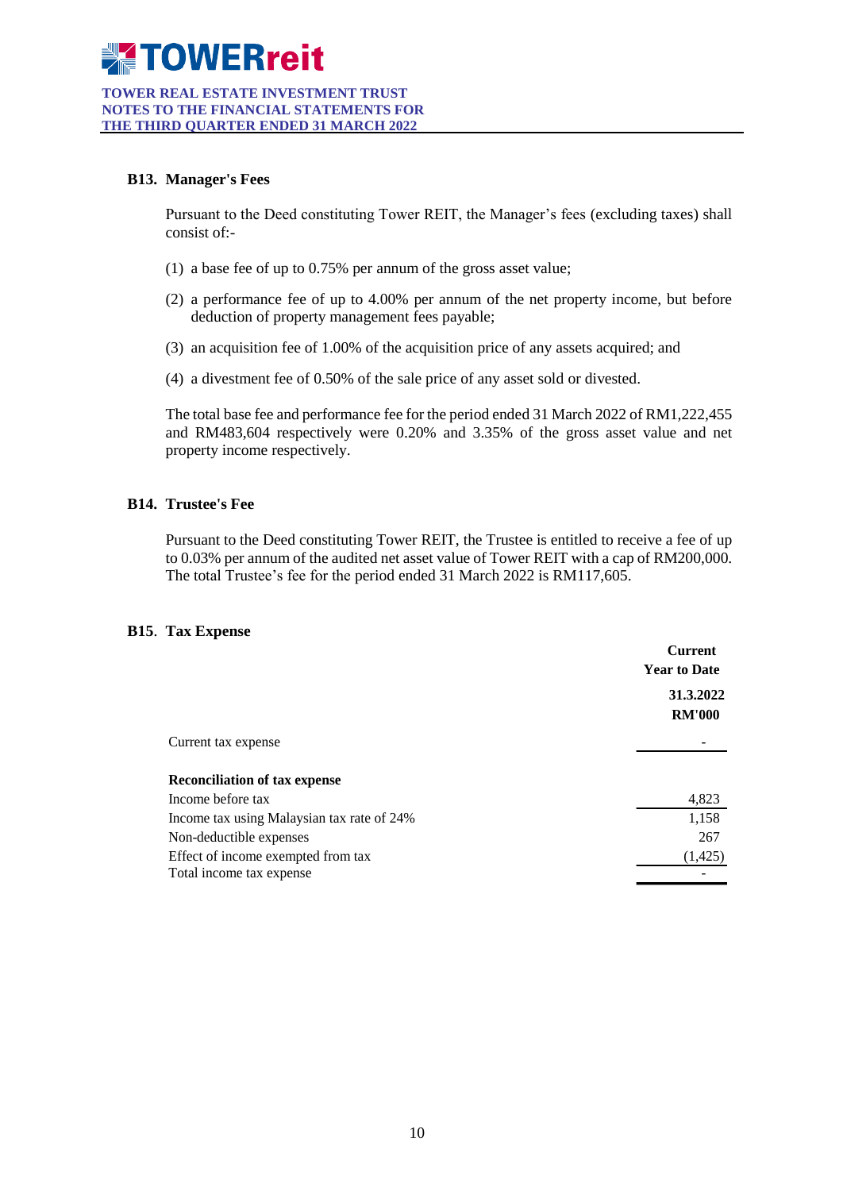### B13. Manager's Fees

Pursuant to the Deed constituting Tower REIT, the Manager's fees (excluding taxes) shall consist of:-

(1) a base fee of up to 0.75% per annum of the gross asset value;

(2) a performance fee of up to 4.00% per annum of the net property income, but before deduction of property management fees payable;

(3) an acquisition fee of 1.00% of the acquisition price of any assets acquired; and

(4) a divestment fee of 0.50% of the sale price of any asset sold or divested.

The total base fee and performance fee for the period ended 31 March 2022 of RM1,222,455 and RM483,604 respectively were 0.20% and 3.35% of the gross asset value and net property income respectively.

### B14. Trustee's Fee

Pursuant to the Deed constituting Tower REIT, the Trustee is entitled to receive a fee of up to 0.03% per annum of the audited net asset value of Tower REIT with a cap of RM200,000. The total Trustee's fee for the period ended 31 March 2022 is RM117,605.

### B15. Tax Expense

| | Current Year to Date |
|---|---|
| | 31.3.2022 |
| | RM'000 |
| Current tax expense | - |
| | |
| **Reconciliation of tax expense** | |
| Income before tax | 4,823 |
| Income tax using Malaysian tax rate of 24% | 1,158 |
| Non-deductible expenses | 267 |
| Effect of income exempted from tax | (1,425) |
| Total income tax expense | - |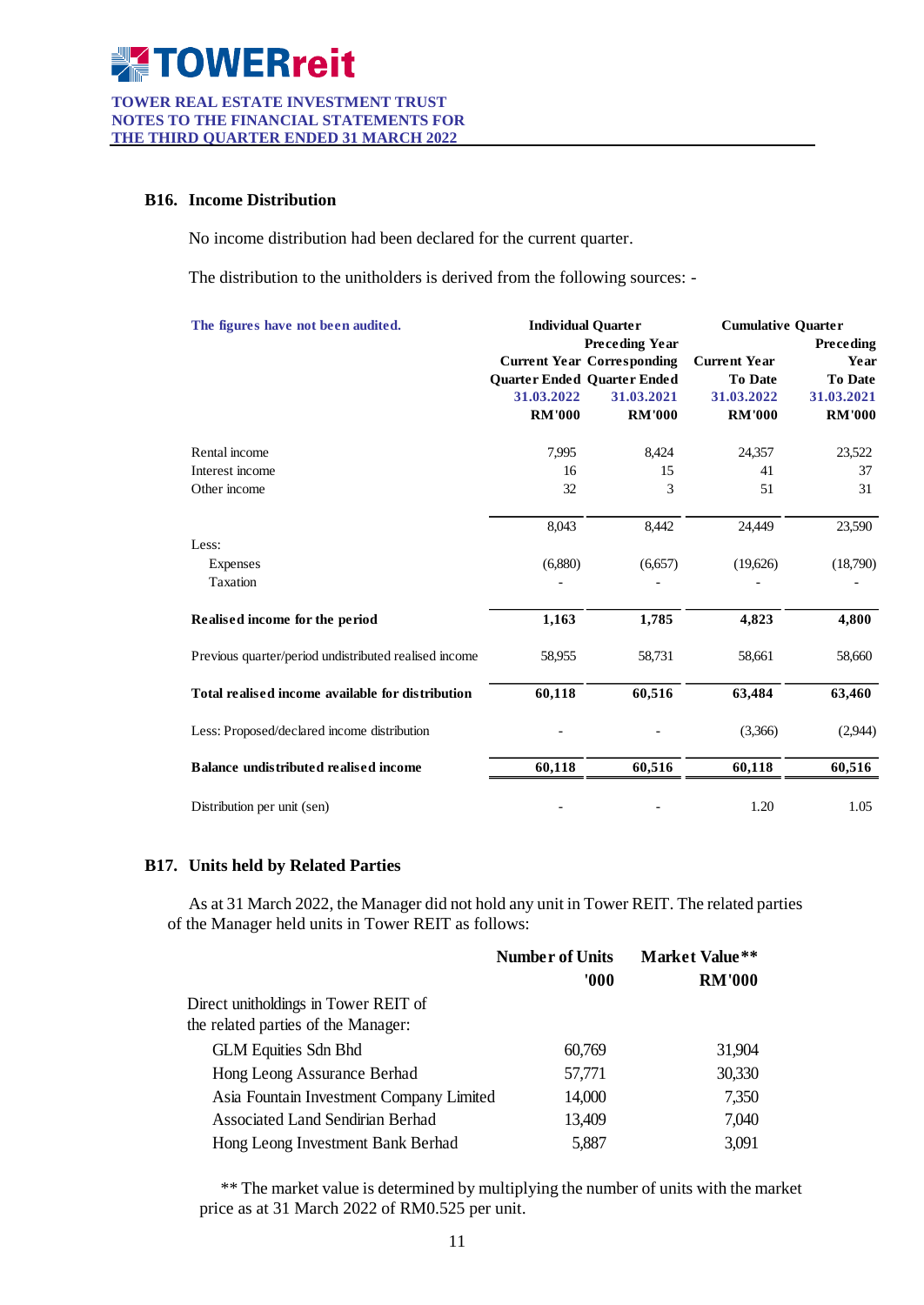## B16. Income Distribution

No income distribution had been declared for the current quarter.

The distribution to the unitholders is derived from the following sources: -

| The figures have not been audited. | Individual Quarter | | Cumulative Quarter | |
|---|---|---|---|---|
| | Current Year Quarter Ended 31.03.2022 RM'000 | Preceding Year Corresponding Quarter Ended 31.03.2021 RM'000 | Current Year To Date 31.03.2022 RM'000 | Preceding Year To Date 31.03.2021 RM'000 |
| Rental income | 7,995 | 8,424 | 24,357 | 23,522 |
| Interest income | 16 | 15 | 41 | 37 |
| Other income | 32 | 3 | 51 | 31 |
| | 8,043 | 8,442 | 24,449 | 23,590 |
| Less: | | | | |
| Expenses | (6,880) | (6,657) | (19,626) | (18,790) |
| Taxation | - | - | - | - |
| **Realised income for the period** | **1,163** | **1,785** | **4,823** | **4,800** |
| Previous quarter/period undistributed realised income | 58,955 | 58,731 | 58,661 | 58,660 |
| **Total realised income available for distribution** | **60,118** | **60,516** | **63,484** | **63,460** |
| Less: Proposed/declared income distribution | - | - | (3,366) | (2,944) |
| **Balance undistributed realised income** | **60,118** | **60,516** | **60,118** | **60,516** |
| Distribution per unit (sen) | - | - | 1.20 | 1.05 |

## B17. Units held by Related Parties

As at 31 March 2022, the Manager did not hold any unit in Tower REIT. The related parties of the Manager held units in Tower REIT as follows:

| | Number of Units '000 | Market Value** RM'000 |
|---|---|---|
| Direct unitholdings in Tower REIT of the related parties of the Manager: | | |
| GLM Equities Sdn Bhd | 60,769 | 31,904 |
| Hong Leong Assurance Berhad | 57,771 | 30,330 |
| Asia Fountain Investment Company Limited | 14,000 | 7,350 |
| Associated Land Sendirian Berhad | 13,409 | 7,040 |
| Hong Leong Investment Bank Berhad | 5,887 | 3,091 |

** The market value is determined by multiplying the number of units with the market price as at 31 March 2022 of RM0.525 per unit.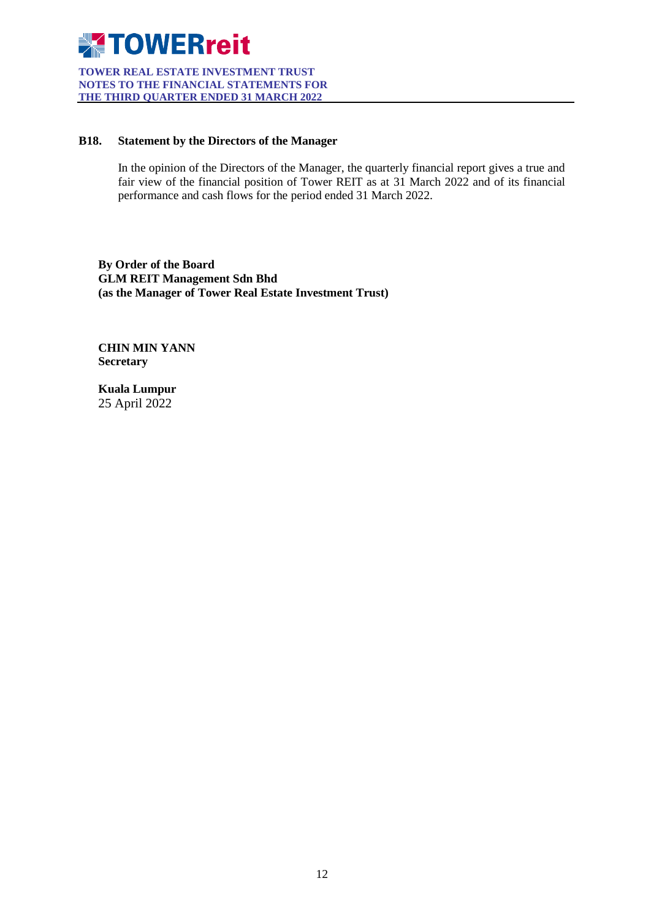### B18. Statement by the Directors of the Manager

In the opinion of the Directors of the Manager, the quarterly financial report gives a true and fair view of the financial position of Tower REIT as at 31 March 2022 and of its financial performance and cash flows for the period ended 31 March 2022.

**By Order of the Board**
**GLM REIT Management Sdn Bhd**
**(as the Manager of Tower Real Estate Investment Trust)**

**CHIN MIN YANN**
**Secretary**

**Kuala Lumpur**
25 April 2022